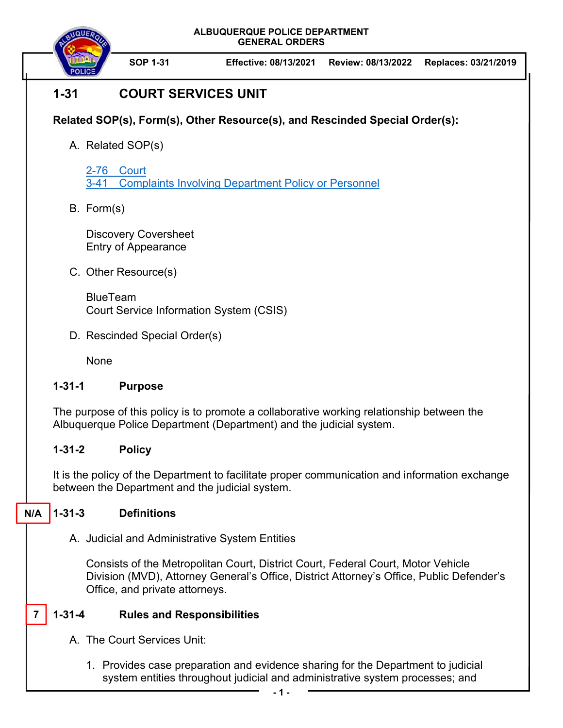ALBUQUERQUE POLICE DEPARTMENT
GENERAL ORDERS

| SOP 1-31 | Effective: 08/13/2021 | Review: 08/13/2022 | Replaces: 03/21/2019 |
|---|---|---|---|

# 1-31 COURT SERVICES UNIT

**Related SOP(s), Form(s), Other Resource(s), and Rescinded Special Order(s):**

A. Related SOP(s)

   2-76 Court
   3-41 Complaints Involving Department Policy or Personnel

B. Form(s)

   Discovery Coversheet
   Entry of Appearance

C. Other Resource(s)

   BlueTeam
   Court Service Information System (CSIS)

D. Rescinded Special Order(s)

   None

## 1-31-1 Purpose

The purpose of this policy is to promote a collaborative working relationship between the Albuquerque Police Department (Department) and the judicial system.

## 1-31-2 Policy

It is the policy of the Department to facilitate proper communication and information exchange between the Department and the judicial system.

## N/A 1-31-3 Definitions

A. Judicial and Administrative System Entities

   Consists of the Metropolitan Court, District Court, Federal Court, Motor Vehicle Division (MVD), Attorney General's Office, District Attorney's Office, Public Defender's Office, and private attorneys.

## 7 1-31-4 Rules and Responsibilities

A. The Court Services Unit:

   1. Provides case preparation and evidence sharing for the Department to judicial system entities throughout judicial and administrative system processes; and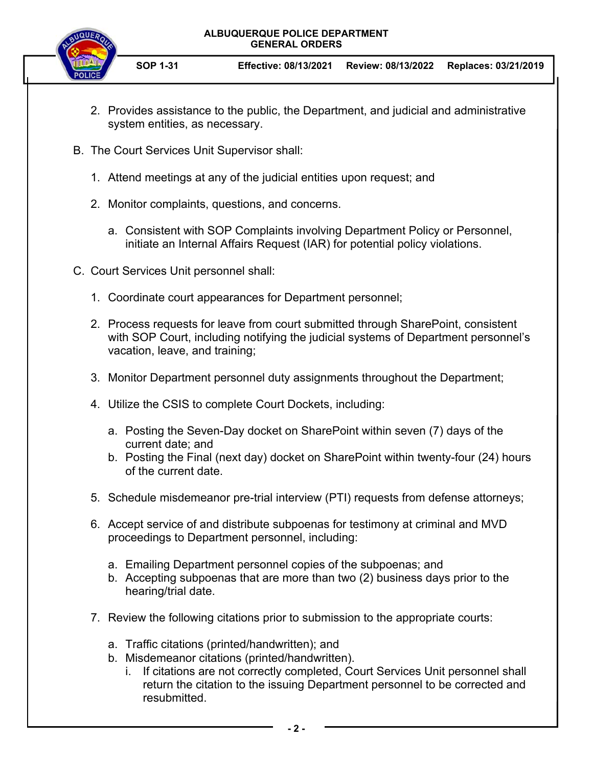2. Provides assistance to the public, the Department, and judicial and administrative system entities, as necessary.

B. The Court Services Unit Supervisor shall:

1. Attend meetings at any of the judicial entities upon request; and

2. Monitor complaints, questions, and concerns.

   a. Consistent with SOP Complaints involving Department Policy or Personnel, initiate an Internal Affairs Request (IAR) for potential policy violations.

C. Court Services Unit personnel shall:

1. Coordinate court appearances for Department personnel;

2. Process requests for leave from court submitted through SharePoint, consistent with SOP Court, including notifying the judicial systems of Department personnel's vacation, leave, and training;

3. Monitor Department personnel duty assignments throughout the Department;

4. Utilize the CSIS to complete Court Dockets, including:

   a. Posting the Seven-Day docket on SharePoint within seven (7) days of the current date; and
   b. Posting the Final (next day) docket on SharePoint within twenty-four (24) hours of the current date.

5. Schedule misdemeanor pre-trial interview (PTI) requests from defense attorneys;

6. Accept service of and distribute subpoenas for testimony at criminal and MVD proceedings to Department personnel, including:

   a. Emailing Department personnel copies of the subpoenas; and
   b. Accepting subpoenas that are more than two (2) business days prior to the hearing/trial date.

7. Review the following citations prior to submission to the appropriate courts:

   a. Traffic citations (printed/handwritten); and
   b. Misdemeanor citations (printed/handwritten).
      i. If citations are not correctly completed, Court Services Unit personnel shall return the citation to the issuing Department personnel to be corrected and resubmitted.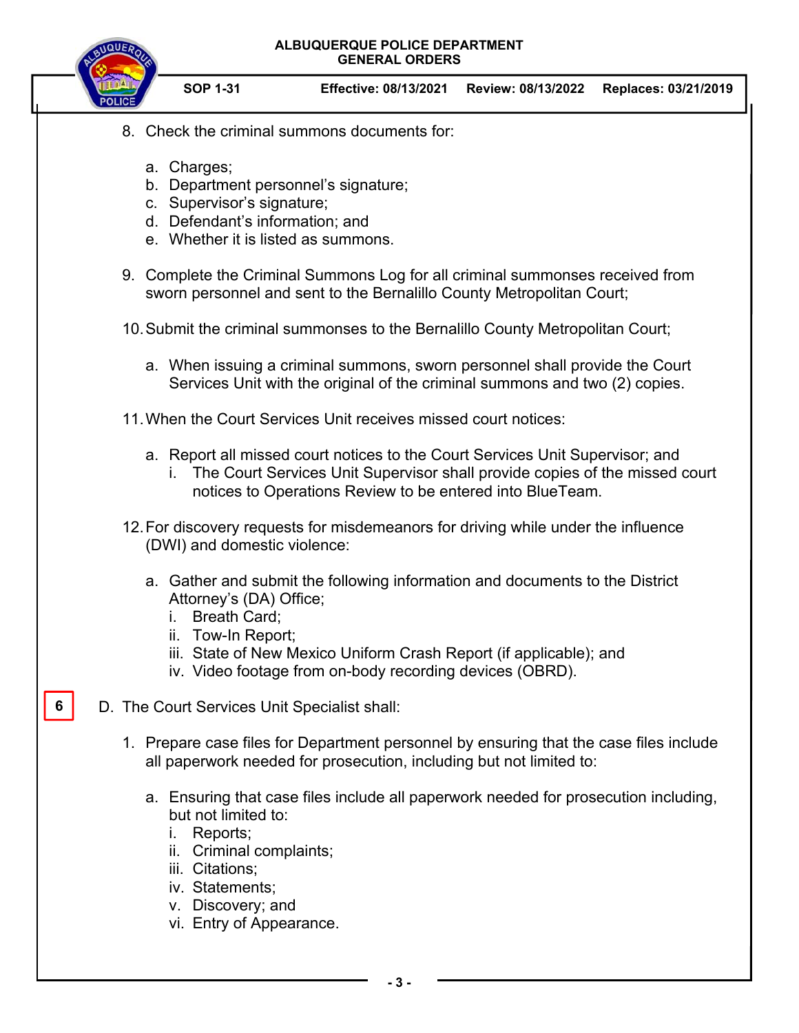8. Check the criminal summons documents for:

    a. Charges;
    b. Department personnel's signature;
    c. Supervisor's signature;
    d. Defendant's information; and
    e. Whether it is listed as summons.

9. Complete the Criminal Summons Log for all criminal summonses received from sworn personnel and sent to the Bernalillo County Metropolitan Court;

10. Submit the criminal summonses to the Bernalillo County Metropolitan Court;

    a. When issuing a criminal summons, sworn personnel shall provide the Court Services Unit with the original of the criminal summons and two (2) copies.

11. When the Court Services Unit receives missed court notices:

    a. Report all missed court notices to the Court Services Unit Supervisor; and
        i. The Court Services Unit Supervisor shall provide copies of the missed court notices to Operations Review to be entered into BlueTeam.

12. For discovery requests for misdemeanors for driving while under the influence (DWI) and domestic violence:

    a. Gather and submit the following information and documents to the District Attorney's (DA) Office;
        i. Breath Card;
        ii. Tow-In Report;
        iii. State of New Mexico Uniform Crash Report (if applicable); and
        iv. Video footage from on-body recording devices (OBRD).

6

D. The Court Services Unit Specialist shall:

1. Prepare case files for Department personnel by ensuring that the case files include all paperwork needed for prosecution, including but not limited to:

    a. Ensuring that case files include all paperwork needed for prosecution including, but not limited to:
        i. Reports;
        ii. Criminal complaints;
        iii. Citations;
        iv. Statements;
        v. Discovery; and
        vi. Entry of Appearance.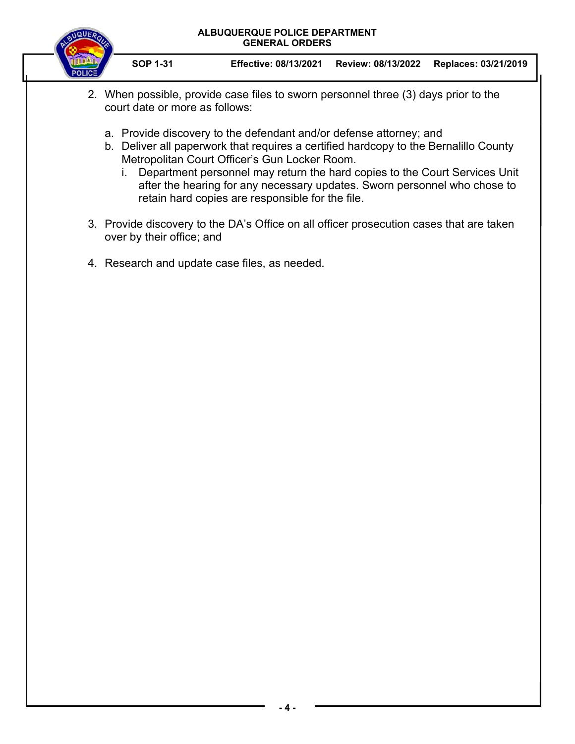2. When possible, provide case files to sworn personnel three (3) days prior to the court date or more as follows:

   a. Provide discovery to the defendant and/or defense attorney; and
   b. Deliver all paperwork that requires a certified hardcopy to the Bernalillo County Metropolitan Court Officer's Gun Locker Room.
      i. Department personnel may return the hard copies to the Court Services Unit after the hearing for any necessary updates. Sworn personnel who chose to retain hard copies are responsible for the file.

3. Provide discovery to the DA's Office on all officer prosecution cases that are taken over by their office; and

4. Research and update case files, as needed.